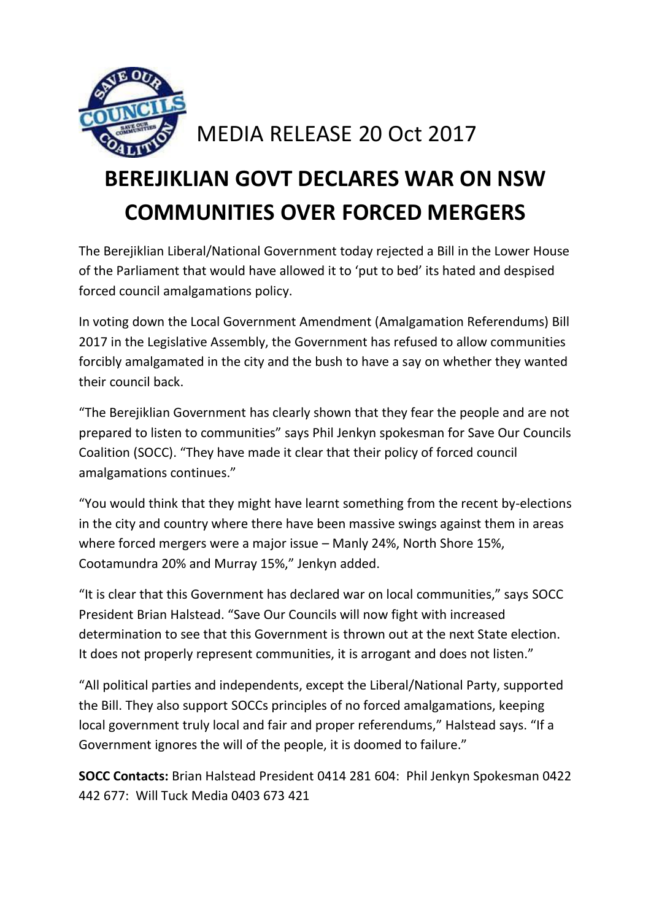MEDIA RELEASE 20 Oct 2017

# BEREJIKLIAN GOVT DECLARES WAR ON NSW COMMUNITIES OVER FORCED MERGERS

The Berejiklian Liberal/National Government today rejected a Bill in the Lower House of the Parliament that would have allowed it to 'put to bed' its hated and despised forced council amalgamations policy.

In voting down the Local Government Amendment (Amalgamation Referendums) Bill 2017 in the Legislative Assembly, the Government has refused to allow communities forcibly amalgamated in the city and the bush to have a say on whether they wanted their council back.

"The Berejiklian Government has clearly shown that they fear the people and are not prepared to listen to communities" says Phil Jenkyn spokesman for Save Our Councils Coalition (SOCC). "They have made it clear that their policy of forced council amalgamations continues."

"You would think that they might have learnt something from the recent by-elections in the city and country where there have been massive swings against them in areas where forced mergers were a major issue – Manly 24%, North Shore 15%, Cootamundra 20% and Murray 15%," Jenkyn added.

"It is clear that this Government has declared war on local communities," says SOCC President Brian Halstead. "Save Our Councils will now fight with increased determination to see that this Government is thrown out at the next State election. It does not properly represent communities, it is arrogant and does not listen."

"All political parties and independents, except the Liberal/National Party, supported the Bill. They also support SOCCs principles of no forced amalgamations, keeping local government truly local and fair and proper referendums," Halstead says. "If a Government ignores the will of the people, it is doomed to failure."

**SOCC Contacts:** Brian Halstead President 0414 281 604: Phil Jenkyn Spokesman 0422 442 677: Will Tuck Media 0403 673 421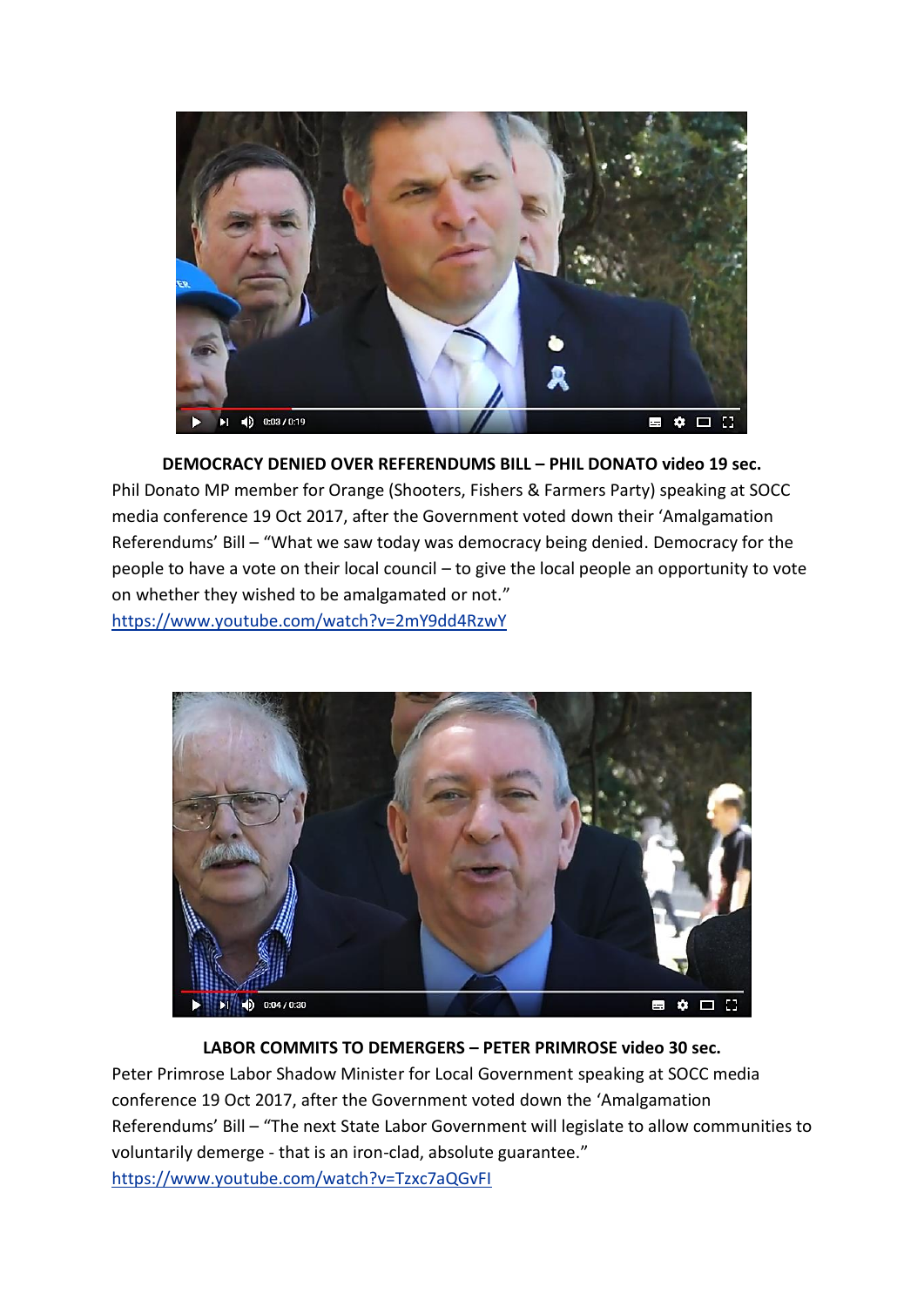**DEMOCRACY DENIED OVER REFERENDUMS BILL – PHIL DONATO video 19 sec.**

Phil Donato MP member for Orange (Shooters, Fishers & Farmers Party) speaking at SOCC media conference 19 Oct 2017, after the Government voted down their 'Amalgamation Referendums' Bill – "What we saw today was democracy being denied. Democracy for the people to have a vote on their local council – to give the local people an opportunity to vote on whether they wished to be amalgamated or not."

https://www.youtube.com/watch?v=2mY9dd4RzwY

**LABOR COMMITS TO DEMERGERS – PETER PRIMROSE video 30 sec.**

Peter Primrose Labor Shadow Minister for Local Government speaking at SOCC media conference 19 Oct 2017, after the Government voted down the 'Amalgamation Referendums' Bill – "The next State Labor Government will legislate to allow communities to voluntarily demerge - that is an iron-clad, absolute guarantee."

https://www.youtube.com/watch?v=Tzxc7aQGvFI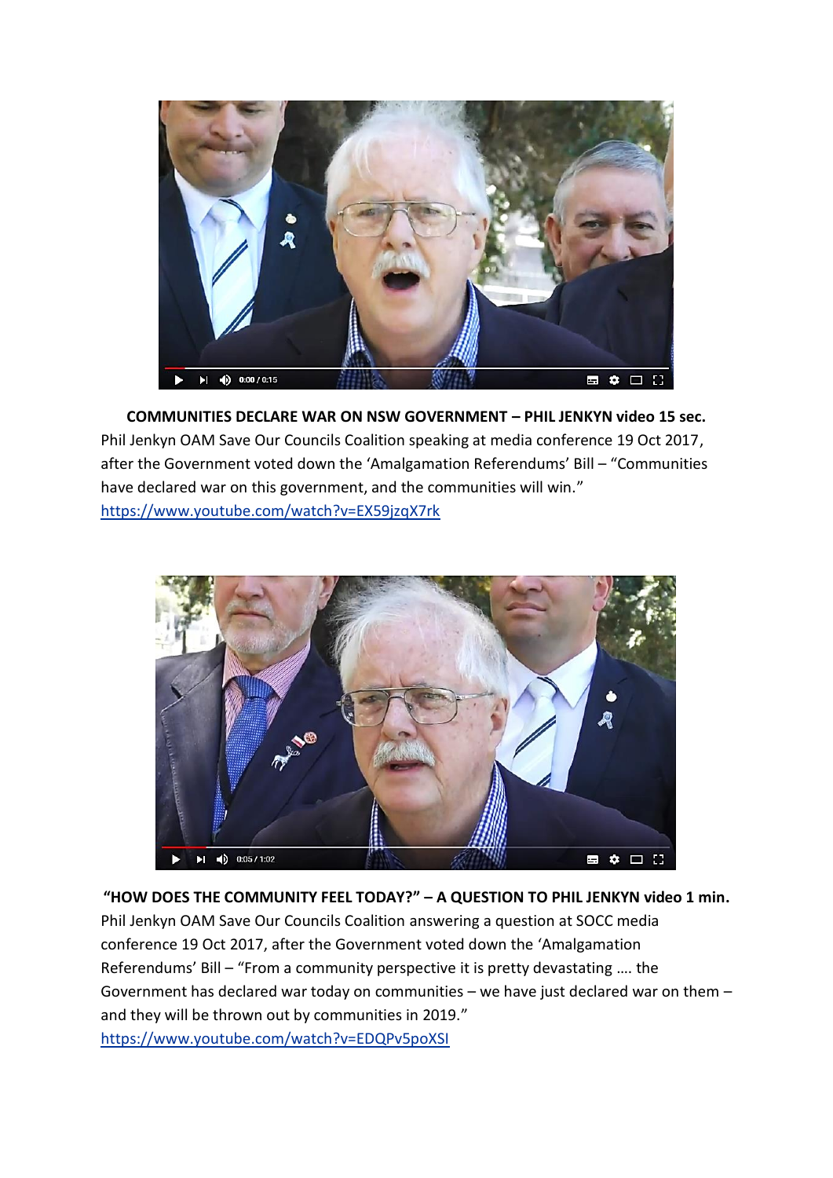**COMMUNITIES DECLARE WAR ON NSW GOVERNMENT – PHIL JENKYN video 15 sec.**

Phil Jenkyn OAM Save Our Councils Coalition speaking at media conference 19 Oct 2017, after the Government voted down the 'Amalgamation Referendums' Bill – "Communities have declared war on this government, and the communities will win."

https://www.youtube.com/watch?v=EX59jzqX7rk

**"HOW DOES THE COMMUNITY FEEL TODAY?" – A QUESTION TO PHIL JENKYN video 1 min.**

Phil Jenkyn OAM Save Our Councils Coalition answering a question at SOCC media conference 19 Oct 2017, after the Government voted down the 'Amalgamation Referendums' Bill – "From a community perspective it is pretty devastating …. the Government has declared war today on communities – we have just declared war on them – and they will be thrown out by communities in 2019."

https://www.youtube.com/watch?v=EDQPv5poXSI